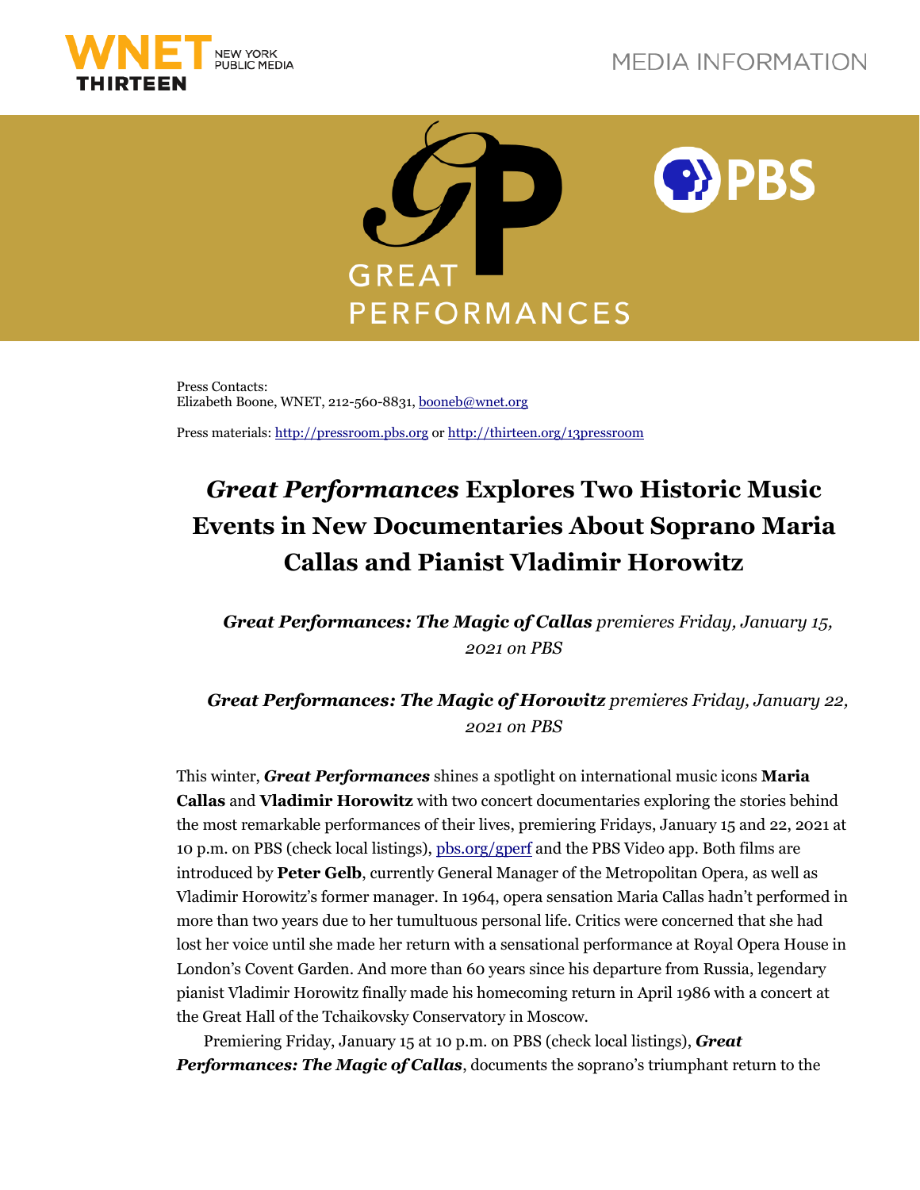MEDIA INFORMATION

Press Contacts:
Elizabeth Boone, WNET, 212-560-8831, booneb@wnet.org

Press materials: http://pressroom.pbs.org or http://thirteen.org/13pressroom

# *Great Performances* Explores Two Historic Music Events in New Documentaries About Soprano Maria Callas and Pianist Vladimir Horowitz

***Great Performances: The Magic of Callas*** *premieres Friday, January 15, 2021 on PBS*

***Great Performances: The Magic of Horowitz*** *premieres Friday, January 22, 2021 on PBS*

This winter, ***Great Performances*** shines a spotlight on international music icons **Maria Callas** and **Vladimir Horowitz** with two concert documentaries exploring the stories behind the most remarkable performances of their lives, premiering Fridays, January 15 and 22, 2021 at 10 p.m. on PBS (check local listings), pbs.org/gperf and the PBS Video app. Both films are introduced by **Peter Gelb**, currently General Manager of the Metropolitan Opera, as well as Vladimir Horowitz's former manager. In 1964, opera sensation Maria Callas hadn't performed in more than two years due to her tumultuous personal life. Critics were concerned that she had lost her voice until she made her return with a sensational performance at Royal Opera House in London's Covent Garden. And more than 60 years since his departure from Russia, legendary pianist Vladimir Horowitz finally made his homecoming return in April 1986 with a concert at the Great Hall of the Tchaikovsky Conservatory in Moscow.

Premiering Friday, January 15 at 10 p.m. on PBS (check local listings), ***Great Performances: The Magic of Callas***, documents the soprano's triumphant return to the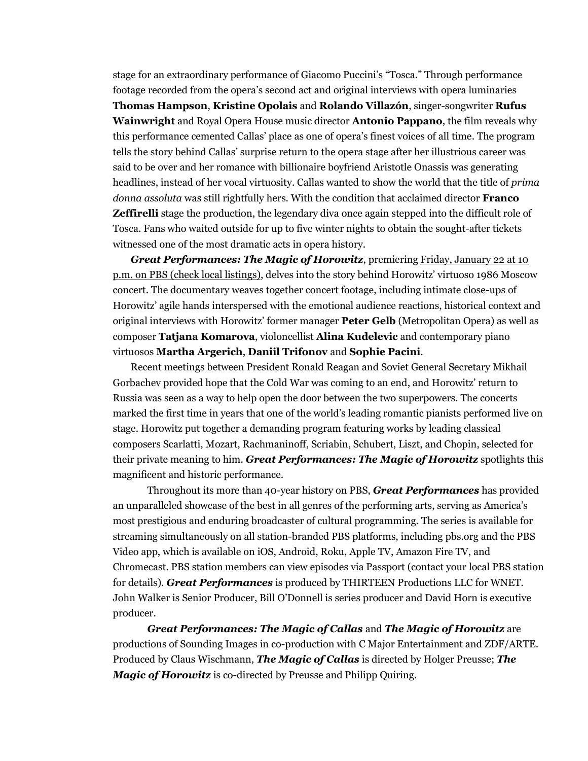stage for an extraordinary performance of Giacomo Puccini's "Tosca." Through performance footage recorded from the opera's second act and original interviews with opera luminaries **Thomas Hampson**, **Kristine Opolais** and **Rolando Villazón**, singer-songwriter **Rufus Wainwright** and Royal Opera House music director **Antonio Pappano**, the film reveals why this performance cemented Callas' place as one of opera's finest voices of all time. The program tells the story behind Callas' surprise return to the opera stage after her illustrious career was said to be over and her romance with billionaire boyfriend Aristotle Onassis was generating headlines, instead of her vocal virtuosity. Callas wanted to show the world that the title of *prima donna assoluta* was still rightfully hers. With the condition that acclaimed director **Franco Zeffirelli** stage the production, the legendary diva once again stepped into the difficult role of Tosca. Fans who waited outside for up to five winter nights to obtain the sought-after tickets witnessed one of the most dramatic acts in opera history.

***Great Performances: The Magic of Horowitz***, premiering Friday, January 22 at 10 p.m. on PBS (check local listings), delves into the story behind Horowitz' virtuoso 1986 Moscow concert. The documentary weaves together concert footage, including intimate close-ups of Horowitz' agile hands interspersed with the emotional audience reactions, historical context and original interviews with Horowitz' former manager **Peter Gelb** (Metropolitan Opera) as well as composer **Tatjana Komarova**, violoncellist **Alina Kudelevic** and contemporary piano virtuosos **Martha Argerich**, **Daniil Trifonov** and **Sophie Pacini**.

Recent meetings between President Ronald Reagan and Soviet General Secretary Mikhail Gorbachev provided hope that the Cold War was coming to an end, and Horowitz' return to Russia was seen as a way to help open the door between the two superpowers. The concerts marked the first time in years that one of the world's leading romantic pianists performed live on stage. Horowitz put together a demanding program featuring works by leading classical composers Scarlatti, Mozart, Rachmaninoff, Scriabin, Schubert, Liszt, and Chopin, selected for their private meaning to him. ***Great Performances: The Magic of Horowitz*** spotlights this magnificent and historic performance.

Throughout its more than 40-year history on PBS, ***Great Performances*** has provided an unparalleled showcase of the best in all genres of the performing arts, serving as America's most prestigious and enduring broadcaster of cultural programming. The series is available for streaming simultaneously on all station-branded PBS platforms, including pbs.org and the PBS Video app, which is available on iOS, Android, Roku, Apple TV, Amazon Fire TV, and Chromecast. PBS station members can view episodes via Passport (contact your local PBS station for details). ***Great Performances*** is produced by THIRTEEN Productions LLC for WNET. John Walker is Senior Producer, Bill O'Donnell is series producer and David Horn is executive producer.

***Great Performances: The Magic of Callas*** and ***The Magic of Horowitz*** are productions of Sounding Images in co-production with C Major Entertainment and ZDF/ARTE. Produced by Claus Wischmann, ***The Magic of Callas*** is directed by Holger Preusse; ***The Magic of Horowitz*** is co-directed by Preusse and Philipp Quiring.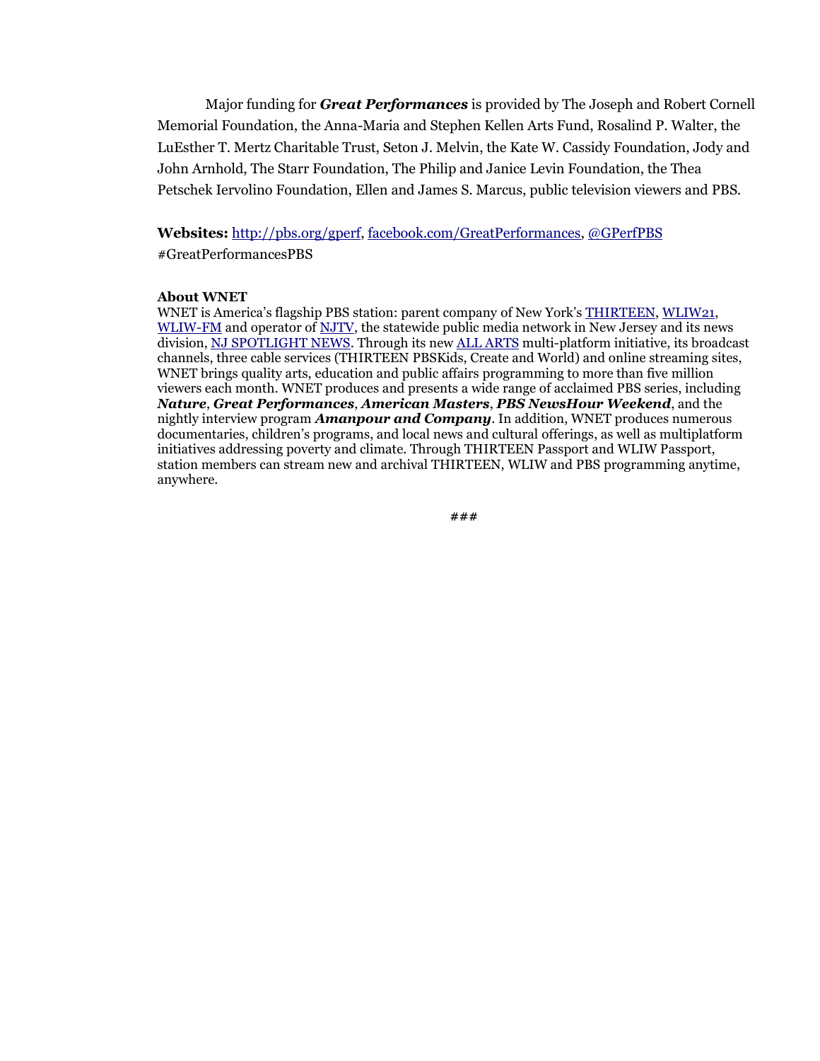Major funding for ***Great Performances*** is provided by The Joseph and Robert Cornell Memorial Foundation, the Anna-Maria and Stephen Kellen Arts Fund, Rosalind P. Walter, the LuEsther T. Mertz Charitable Trust, Seton J. Melvin, the Kate W. Cassidy Foundation, Jody and John Arnhold, The Starr Foundation, The Philip and Janice Levin Foundation, the Thea Petschek Iervolino Foundation, Ellen and James S. Marcus, public television viewers and PBS.

**Websites:** http://pbs.org/gperf, facebook.com/GreatPerformances, @GPerfPBS #GreatPerformancesPBS

**About WNET**
WNET is America's flagship PBS station: parent company of New York's THIRTEEN, WLIW21, WLIW-FM and operator of NJTV, the statewide public media network in New Jersey and its news division, NJ SPOTLIGHT NEWS. Through its new ALL ARTS multi-platform initiative, its broadcast channels, three cable services (THIRTEEN PBSKids, Create and World) and online streaming sites, WNET brings quality arts, education and public affairs programming to more than five million viewers each month. WNET produces and presents a wide range of acclaimed PBS series, including ***Nature***, ***Great Performances***, ***American Masters***, ***PBS NewsHour Weekend***, and the nightly interview program ***Amanpour and Company***. In addition, WNET produces numerous documentaries, children's programs, and local news and cultural offerings, as well as multiplatform initiatives addressing poverty and climate. Through THIRTEEN Passport and WLIW Passport, station members can stream new and archival THIRTEEN, WLIW and PBS programming anytime, anywhere.

###